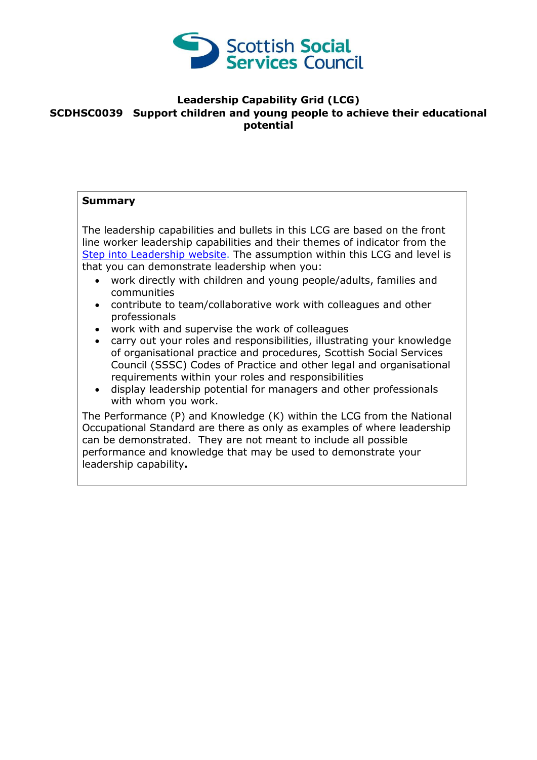# Leadership Capability Grid (LCG)

## SCDHSC0039 Support children and young people to achieve their educational potential

**Summary**

The leadership capabilities and bullets in this LCG are based on the front line worker leadership capabilities and their themes of indicator from the Step into Leadership website. The assumption within this LCG and level is that you can demonstrate leadership when you:

- work directly with children and young people/adults, families and communities
- contribute to team/collaborative work with colleagues and other professionals
- work with and supervise the work of colleagues
- carry out your roles and responsibilities, illustrating your knowledge of organisational practice and procedures, Scottish Social Services Council (SSSC) Codes of Practice and other legal and organisational requirements within your roles and responsibilities
- display leadership potential for managers and other professionals with whom you work.

The Performance (P) and Knowledge (K) within the LCG from the National Occupational Standard are there as only as examples of where leadership can be demonstrated. They are not meant to include all possible performance and knowledge that may be used to demonstrate your leadership capability**.**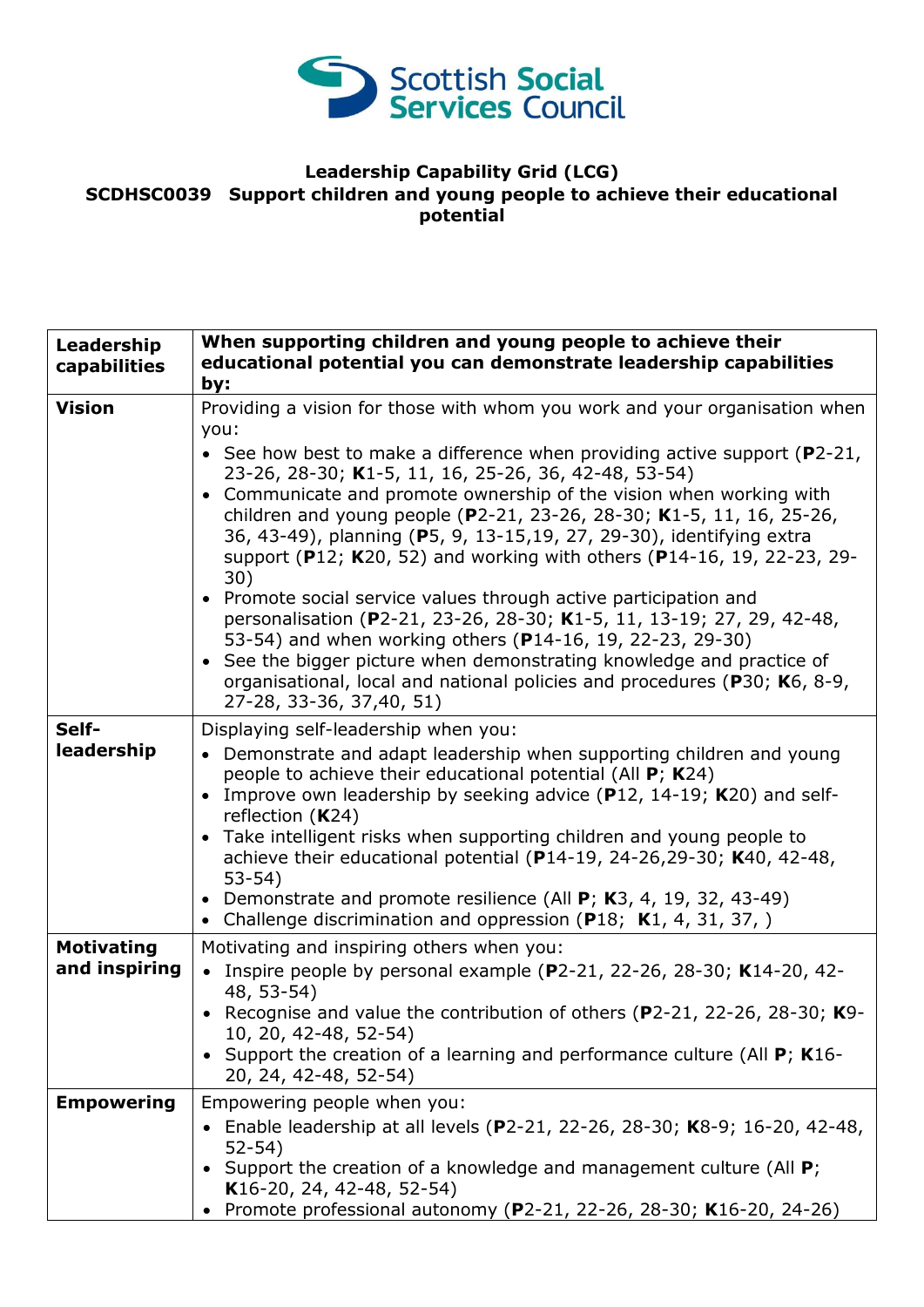Scottish Social Services Council

**Leadership Capability Grid (LCG)**
**SCDHSC0039 Support children and young people to achieve their educational potential**

| **Leadership capabilities** | **When supporting children and young people to achieve their educational potential you can demonstrate leadership capabilities by:** |
|---|---|
| **Vision** | Providing a vision for those with whom you work and your organisation when you:<br>• See how best to make a difference when providing active support (**P**2-21, 23-26, 28-30; **K**1-5, 11, 16, 25-26, 36, 42-48, 53-54)<br>• Communicate and promote ownership of the vision when working with children and young people (**P**2-21, 23-26, 28-30; **K**1-5, 11, 16, 25-26, 36, 43-49), planning (**P**5, 9, 13-15,19, 27, 29-30), identifying extra support (**P**12; **K**20, 52) and working with others (**P**14-16, 19, 22-23, 29-30)<br>• Promote social service values through active participation and personalisation (**P**2-21, 23-26, 28-30; **K**1-5, 11, 13-19; 27, 29, 42-48, 53-54) and when working others (**P**14-16, 19, 22-23, 29-30)<br>• See the bigger picture when demonstrating knowledge and practice of organisational, local and national policies and procedures (**P**30; **K**6, 8-9, 27-28, 33-36, 37,40, 51) |
| **Self-leadership** | Displaying self-leadership when you:<br>• Demonstrate and adapt leadership when supporting children and young people to achieve their educational potential (All **P**; **K**24)<br>• Improve own leadership by seeking advice (**P**12, 14-19; **K**20) and self-reflection (**K**24)<br>• Take intelligent risks when supporting children and young people to achieve their educational potential (**P**14-19, 24-26,29-30; **K**40, 42-48, 53-54)<br>• Demonstrate and promote resilience (All **P**; **K**3, 4, 19, 32, 43-49)<br>• Challenge discrimination and oppression (**P**18; **K**1, 4, 31, 37, ) |
| **Motivating and inspiring** | Motivating and inspiring others when you:<br>• Inspire people by personal example (**P**2-21, 22-26, 28-30; **K**14-20, 42-48, 53-54)<br>• Recognise and value the contribution of others (**P**2-21, 22-26, 28-30; **K**9-10, 20, 42-48, 52-54)<br>• Support the creation of a learning and performance culture (All **P**; **K**16-20, 24, 42-48, 52-54) |
| **Empowering** | Empowering people when you:<br>• Enable leadership at all levels (**P**2-21, 22-26, 28-30; **K**8-9; 16-20, 42-48, 52-54)<br>• Support the creation of a knowledge and management culture (All **P**; **K**16-20, 24, 42-48, 52-54)<br>• Promote professional autonomy (**P**2-21, 22-26, 28-30; **K**16-20, 24-26) |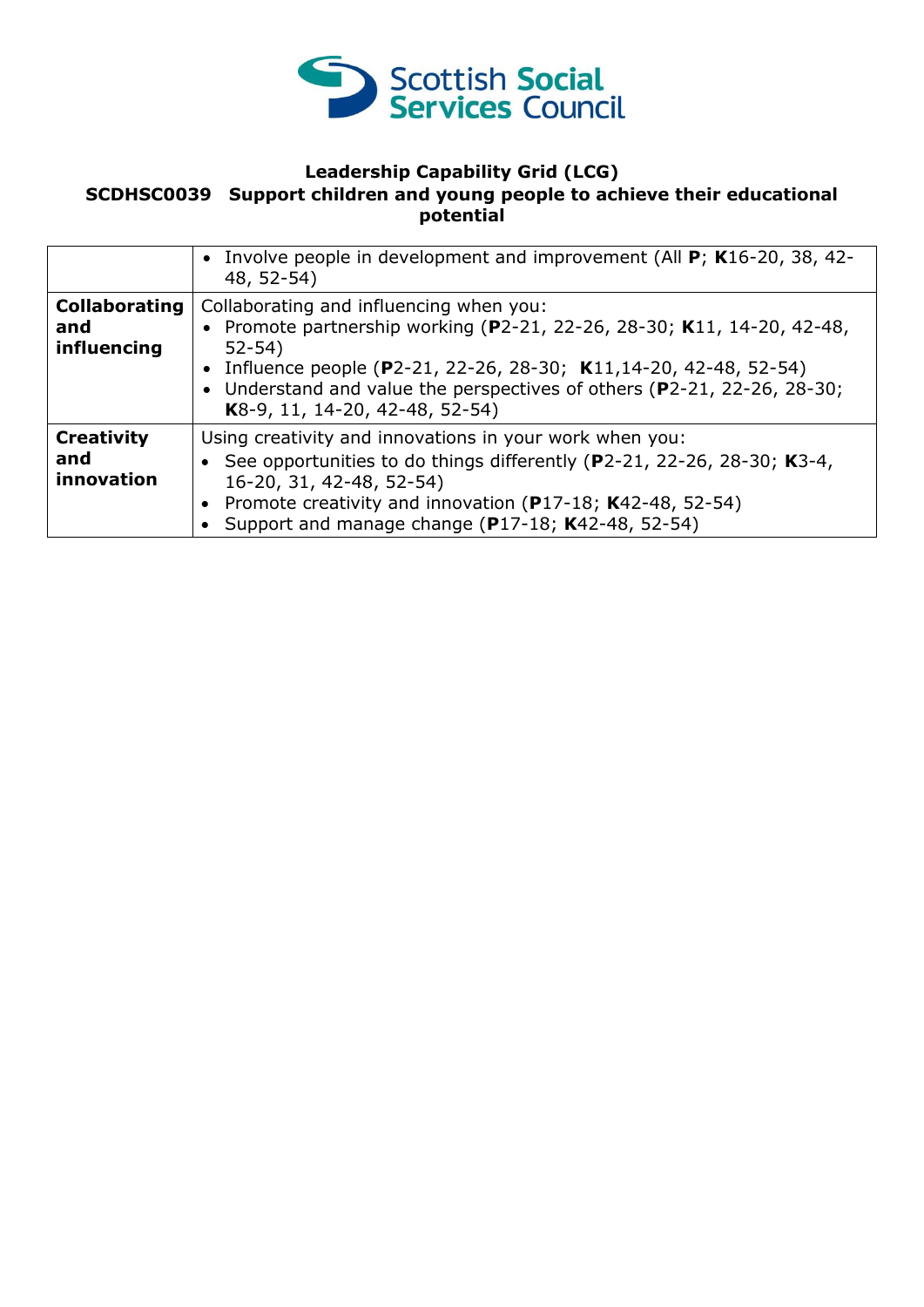**Leadership Capability Grid (LCG)**
**SCDHSC0039 Support children and young people to achieve their educational potential**

| | |
|---|---|
| | • Involve people in development and improvement (All **P**; **K**16-20, 38, 42-48, 52-54) |
| **Collaborating and influencing** | Collaborating and influencing when you:<br>• Promote partnership working (**P**2-21, 22-26, 28-30; **K**11, 14-20, 42-48, 52-54)<br>• Influence people (**P**2-21, 22-26, 28-30; **K**11,14-20, 42-48, 52-54)<br>• Understand and value the perspectives of others (**P**2-21, 22-26, 28-30; **K**8-9, 11, 14-20, 42-48, 52-54) |
| **Creativity and innovation** | Using creativity and innovations in your work when you:<br>• See opportunities to do things differently (**P**2-21, 22-26, 28-30; **K**3-4, 16-20, 31, 42-48, 52-54)<br>• Promote creativity and innovation (**P**17-18; **K**42-48, 52-54)<br>• Support and manage change (**P**17-18; **K**42-48, 52-54) |